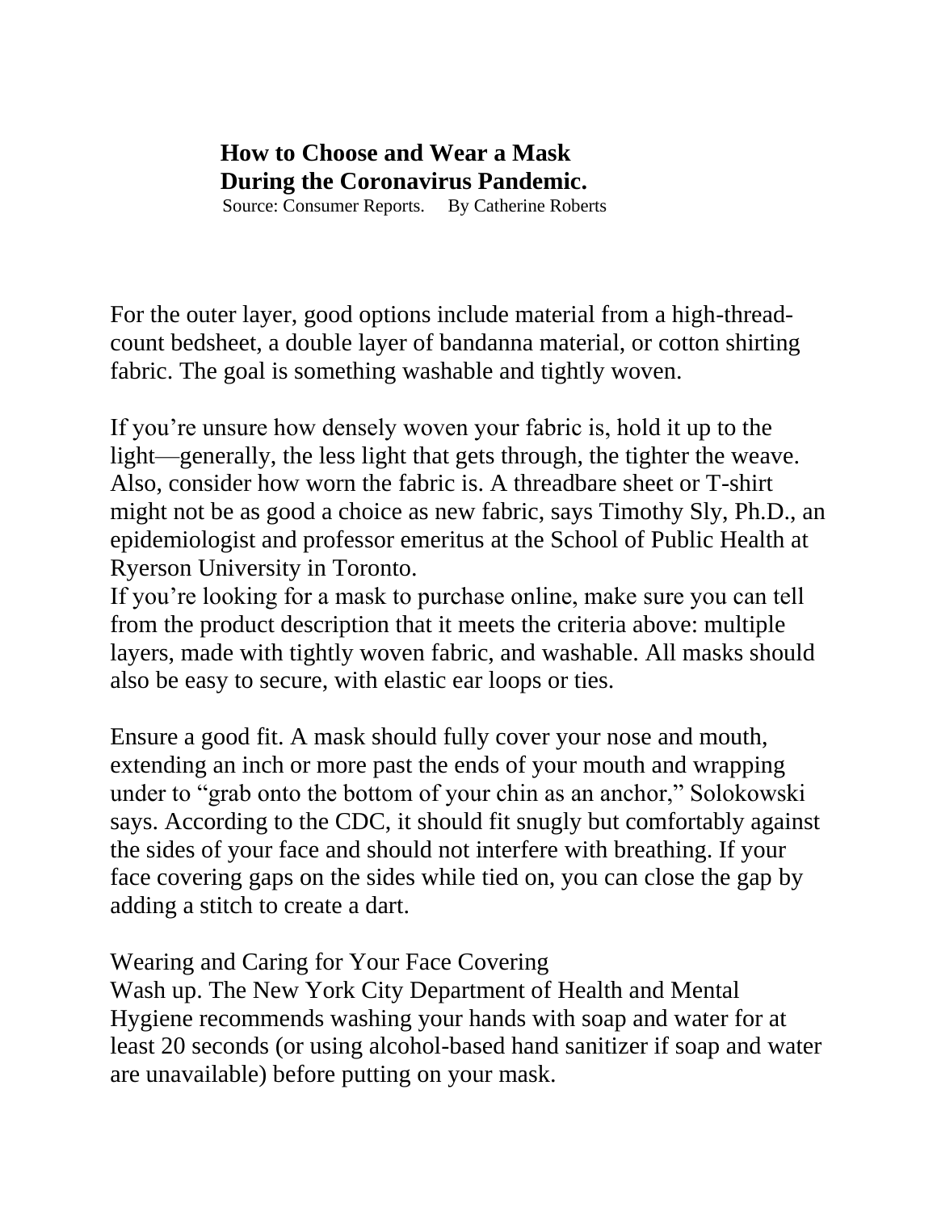# How to Choose and Wear a Mask During the Coronavirus Pandemic.

Source: Consumer Reports. By Catherine Roberts

For the outer layer, good options include material from a high-thread-count bedsheet, a double layer of bandanna material, or cotton shirting fabric. The goal is something washable and tightly woven.

If you're unsure how densely woven your fabric is, hold it up to the light—generally, the less light that gets through, the tighter the weave. Also, consider how worn the fabric is. A threadbare sheet or T-shirt might not be as good a choice as new fabric, says Timothy Sly, Ph.D., an epidemiologist and professor emeritus at the School of Public Health at Ryerson University in Toronto.

If you're looking for a mask to purchase online, make sure you can tell from the product description that it meets the criteria above: multiple layers, made with tightly woven fabric, and washable. All masks should also be easy to secure, with elastic ear loops or ties.

Ensure a good fit. A mask should fully cover your nose and mouth, extending an inch or more past the ends of your mouth and wrapping under to "grab onto the bottom of your chin as an anchor," Solokowski says. According to the CDC, it should fit snugly but comfortably against the sides of your face and should not interfere with breathing. If your face covering gaps on the sides while tied on, you can close the gap by adding a stitch to create a dart.

Wearing and Caring for Your Face Covering

Wash up. The New York City Department of Health and Mental Hygiene recommends washing your hands with soap and water for at least 20 seconds (or using alcohol-based hand sanitizer if soap and water are unavailable) before putting on your mask.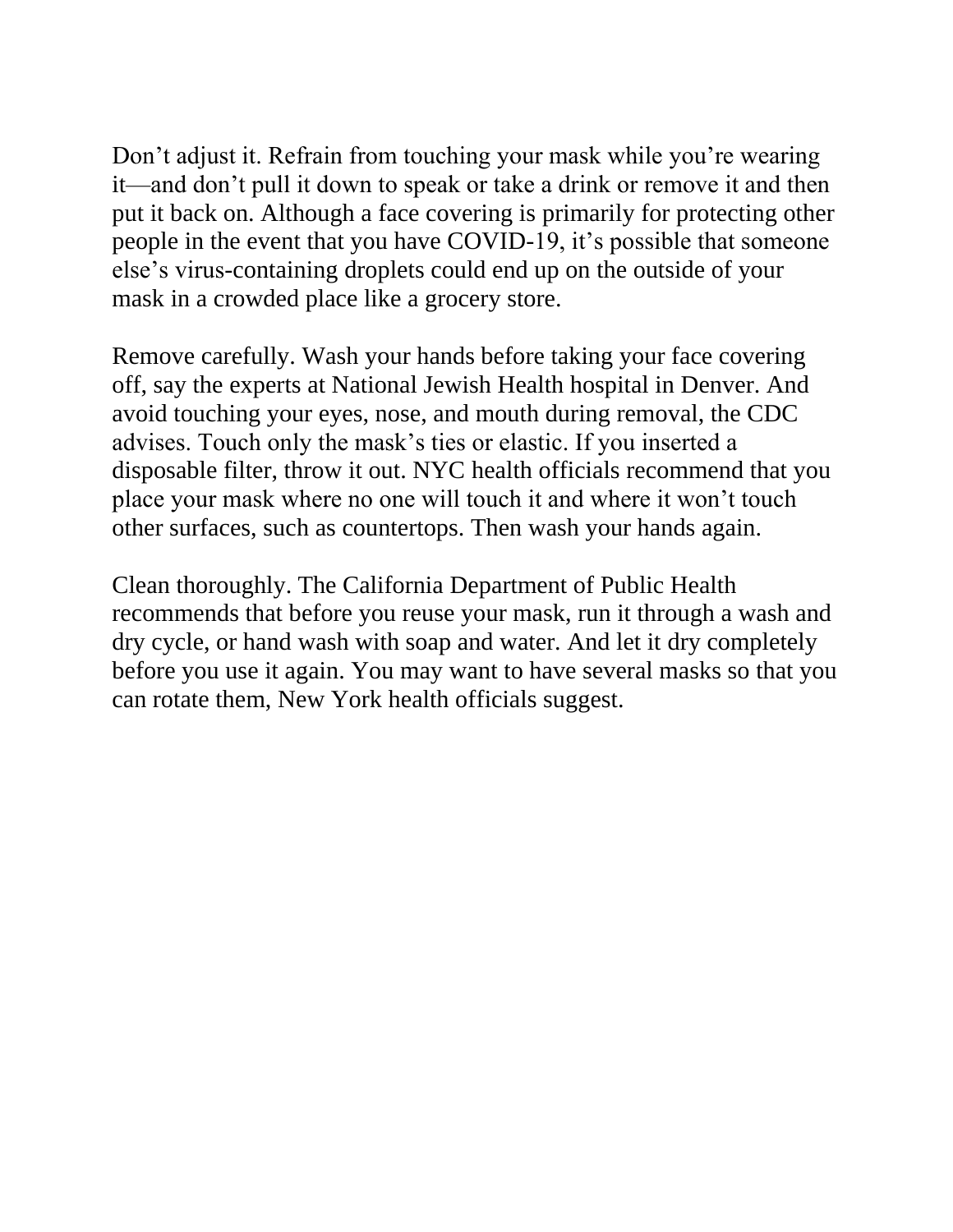Don’t adjust it. Refrain from touching your mask while you’re wearing it—and don’t pull it down to speak or take a drink or remove it and then put it back on. Although a face covering is primarily for protecting other people in the event that you have COVID-19, it’s possible that someone else’s virus-containing droplets could end up on the outside of your mask in a crowded place like a grocery store.

Remove carefully. Wash your hands before taking your face covering off, say the experts at National Jewish Health hospital in Denver. And avoid touching your eyes, nose, and mouth during removal, the CDC advises. Touch only the mask’s ties or elastic. If you inserted a disposable filter, throw it out. NYC health officials recommend that you place your mask where no one will touch it and where it won’t touch other surfaces, such as countertops. Then wash your hands again.

Clean thoroughly. The California Department of Public Health recommends that before you reuse your mask, run it through a wash and dry cycle, or hand wash with soap and water. And let it dry completely before you use it again. You may want to have several masks so that you can rotate them, New York health officials suggest.